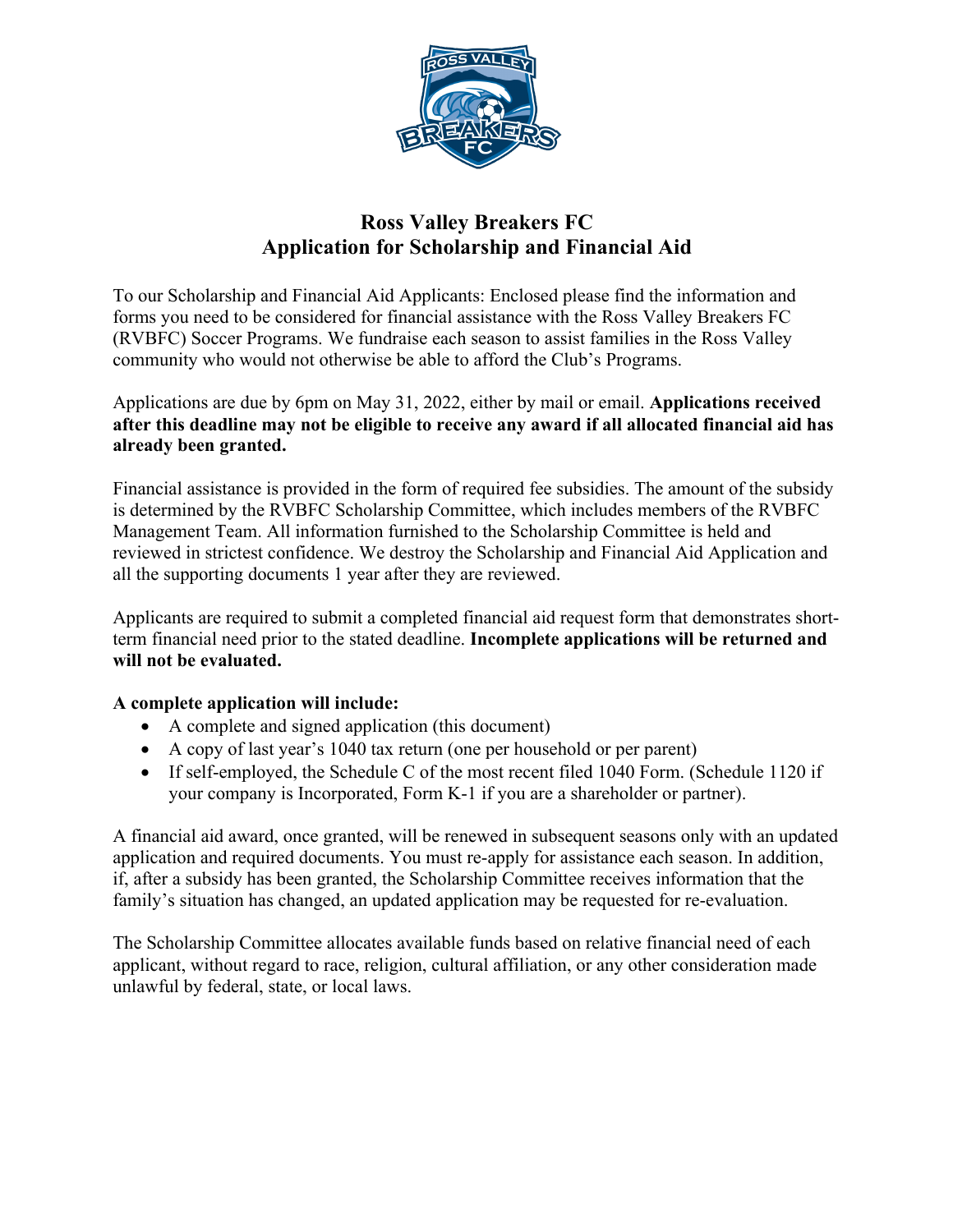# Ross Valley Breakers FC
# Application for Scholarship and Financial Aid

To our Scholarship and Financial Aid Applicants: Enclosed please find the information and forms you need to be considered for financial assistance with the Ross Valley Breakers FC (RVBFC) Soccer Programs. We fundraise each season to assist families in the Ross Valley community who would not otherwise be able to afford the Club's Programs.

Applications are due by 6pm on May 31, 2022, either by mail or email. **Applications received after this deadline may not be eligible to receive any award if all allocated financial aid has already been granted.**

Financial assistance is provided in the form of required fee subsidies. The amount of the subsidy is determined by the RVBFC Scholarship Committee, which includes members of the RVBFC Management Team. All information furnished to the Scholarship Committee is held and reviewed in strictest confidence. We destroy the Scholarship and Financial Aid Application and all the supporting documents 1 year after they are reviewed.

Applicants are required to submit a completed financial aid request form that demonstrates short-term financial need prior to the stated deadline. **Incomplete applications will be returned and will not be evaluated.**

**A complete application will include:**

- A complete and signed application (this document)
- A copy of last year's 1040 tax return (one per household or per parent)
- If self-employed, the Schedule C of the most recent filed 1040 Form. (Schedule 1120 if your company is Incorporated, Form K-1 if you are a shareholder or partner).

A financial aid award, once granted, will be renewed in subsequent seasons only with an updated application and required documents. You must re-apply for assistance each season. In addition, if, after a subsidy has been granted, the Scholarship Committee receives information that the family's situation has changed, an updated application may be requested for re-evaluation.

The Scholarship Committee allocates available funds based on relative financial need of each applicant, without regard to race, religion, cultural affiliation, or any other consideration made unlawful by federal, state, or local laws.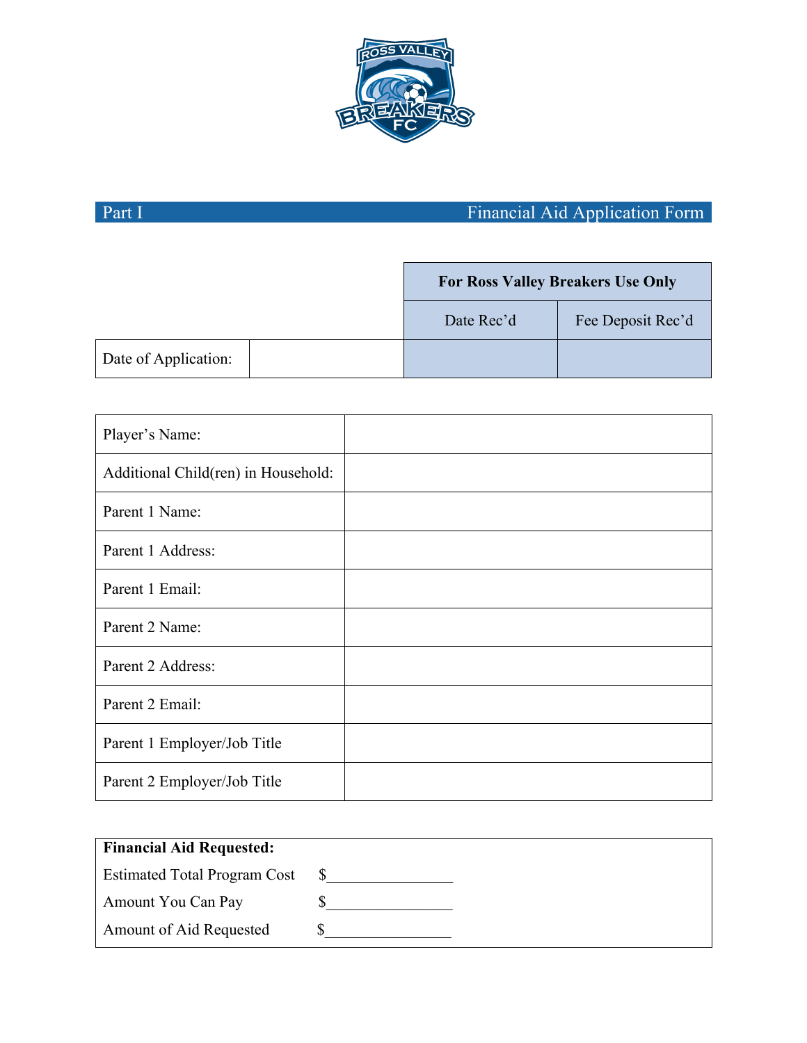## Part I — Financial Aid Application Form

| | | For Ross Valley Breakers Use Only | |
|---|---|---|---|
| | | Date Rec'd | Fee Deposit Rec'd |
| Date of Application: | | | |

| | |
|---|---|
| Player's Name: | |
| Additional Child(ren) in Household: | |
| Parent 1 Name: | |
| Parent 1 Address: | |
| Parent 1 Email: | |
| Parent 2 Name: | |
| Parent 2 Address: | |
| Parent 2 Email: | |
| Parent 1 Employer/Job Title | |
| Parent 2 Employer/Job Title | |

**Financial Aid Requested:**

Estimated Total Program Cost $________________

Amount You Can Pay $________________

Amount of Aid Requested $________________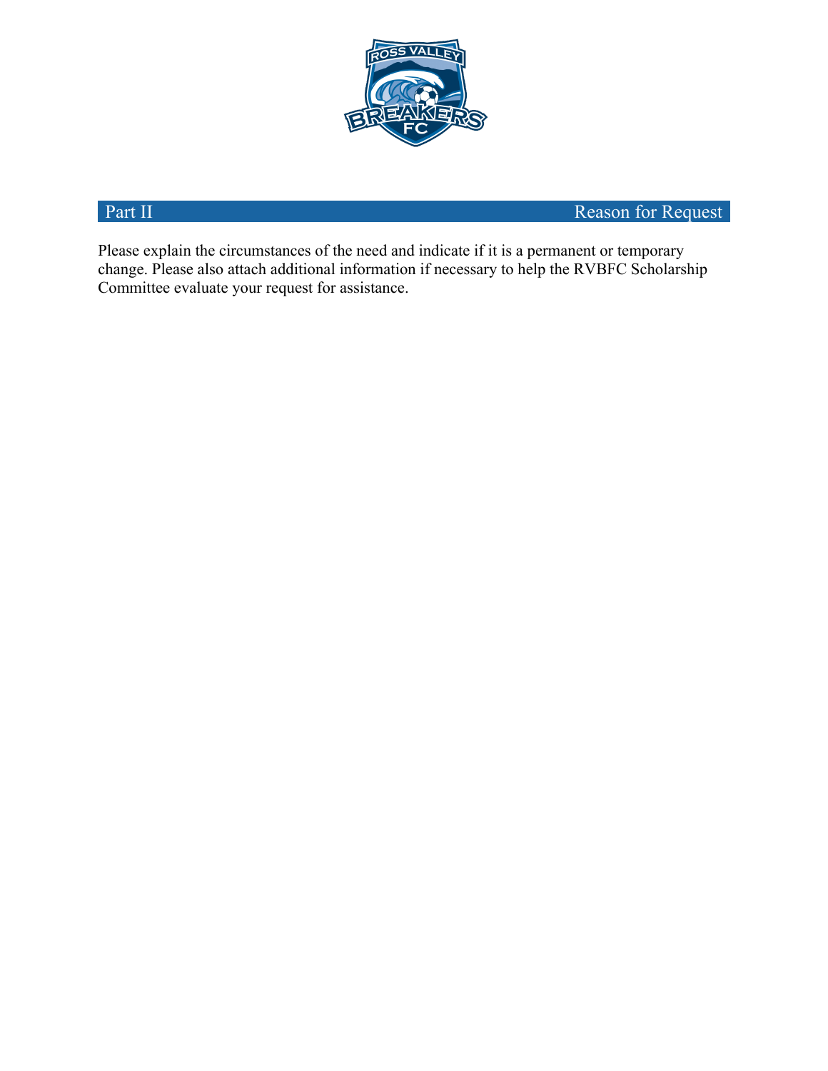## Part II — Reason for Request

Please explain the circumstances of the need and indicate if it is a permanent or temporary change. Please also attach additional information if necessary to help the RVBFC Scholarship Committee evaluate your request for assistance.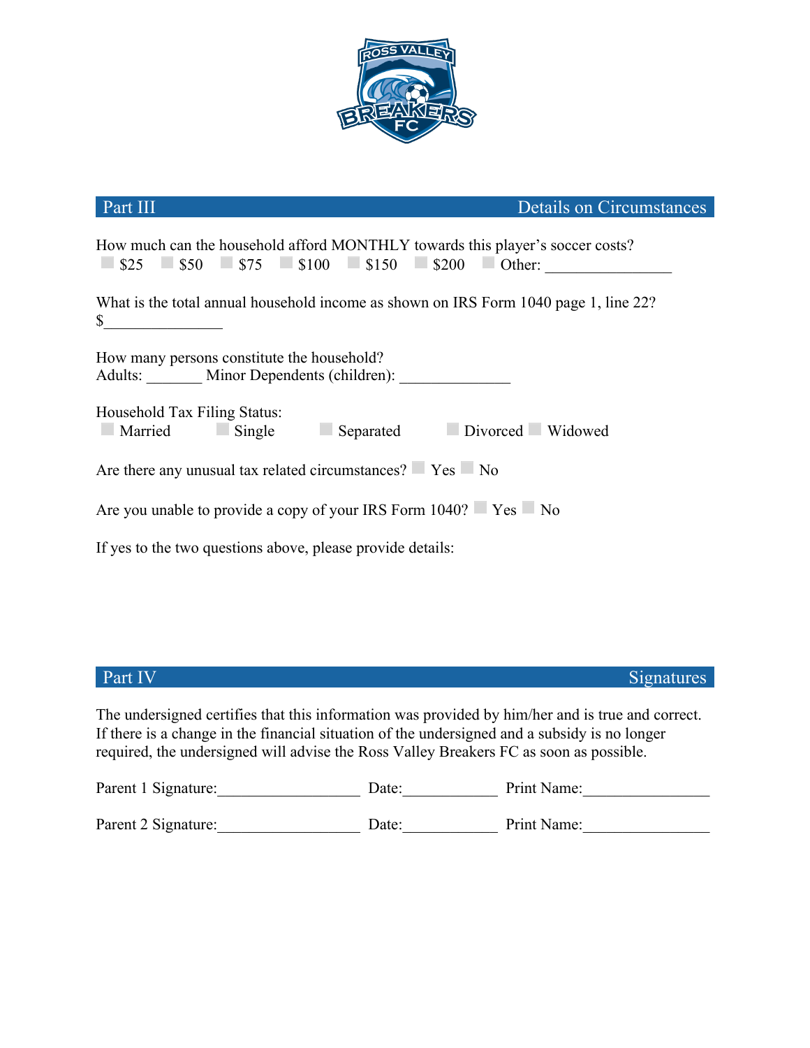## Part III — Details on Circumstances

How much can the household afford MONTHLY towards this player's soccer costs?
☐ $25 ☐ $50 ☐ $75 ☐ $100 ☐ $150 ☐ $200 ☐ Other: ________________

What is the total annual household income as shown on IRS Form 1040 page 1, line 22?
$________________

How many persons constitute the household?
Adults: _______ Minor Dependents (children): ______________

Household Tax Filing Status:
☐ Married ☐ Single ☐ Separated ☐ Divorced ☐ Widowed

Are there any unusual tax related circumstances? ☐ Yes ☐ No

Are you unable to provide a copy of your IRS Form 1040? ☐ Yes ☐ No

If yes to the two questions above, please provide details:

## Part IV — Signatures

The undersigned certifies that this information was provided by him/her and is true and correct. If there is a change in the financial situation of the undersigned and a subsidy is no longer required, the undersigned will advise the Ross Valley Breakers FC as soon as possible.

Parent 1 Signature:__________________ Date:____________ Print Name:________________

Parent 2 Signature:__________________ Date:____________ Print Name:________________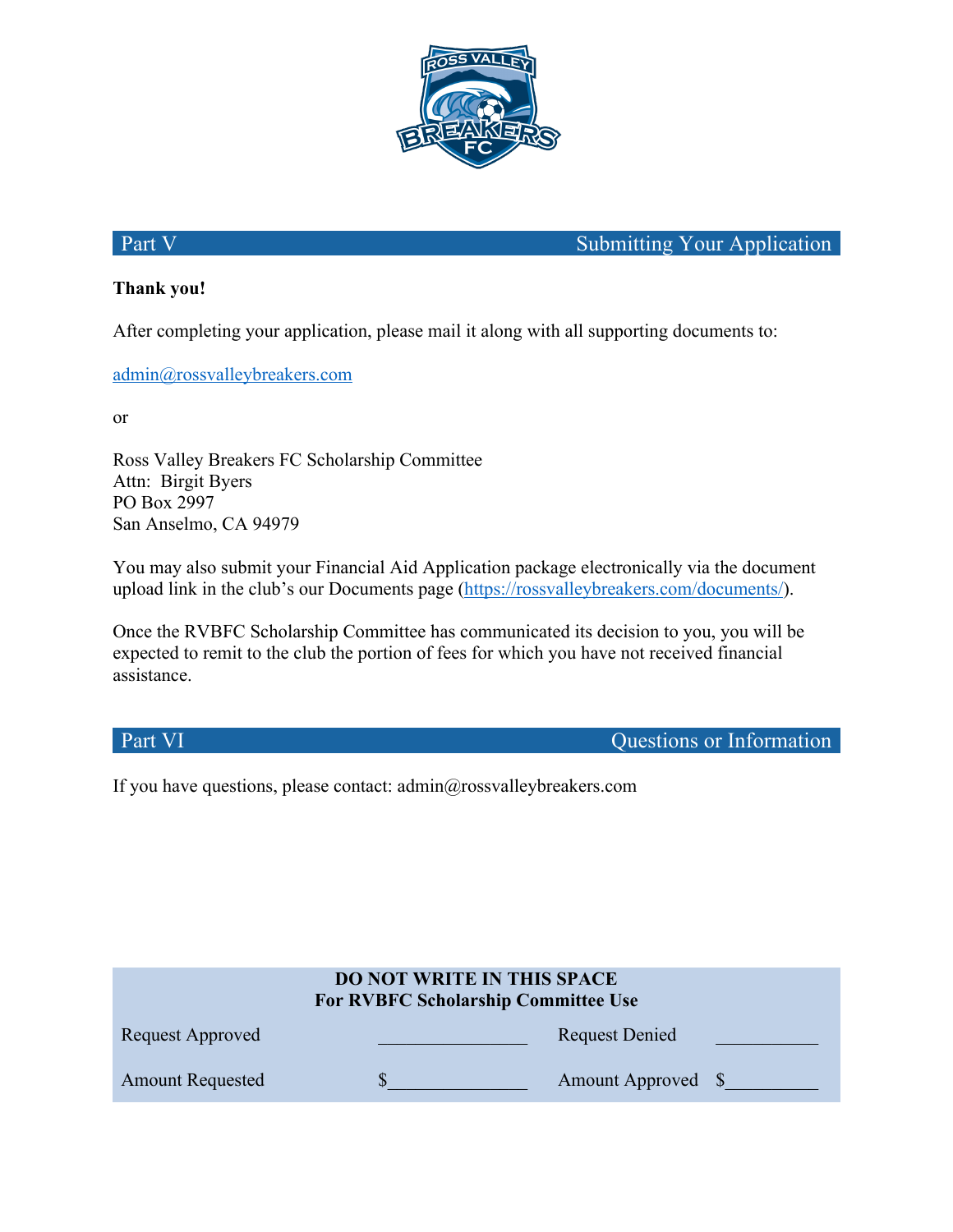## Part V — Submitting Your Application

**Thank you!**

After completing your application, please mail it along with all supporting documents to:

admin@rossvalleybreakers.com

or

Ross Valley Breakers FC Scholarship Committee
Attn: Birgit Byers
PO Box 2997
San Anselmo, CA 94979

You may also submit your Financial Aid Application package electronically via the document upload link in the club's our Documents page (https://rossvalleybreakers.com/documents/).

Once the RVBFC Scholarship Committee has communicated its decision to you, you will be expected to remit to the club the portion of fees for which you have not received financial assistance.

## Part VI — Questions or Information

If you have questions, please contact: admin@rossvalleybreakers.com

**DO NOT WRITE IN THIS SPACE**
**For RVBFC Scholarship Committee Use**

| | | | |
|---|---|---|---|
| Request Approved | ________________ | Request Denied | ___________ |
| Amount Requested | $_______________ | Amount Approved | $__________ |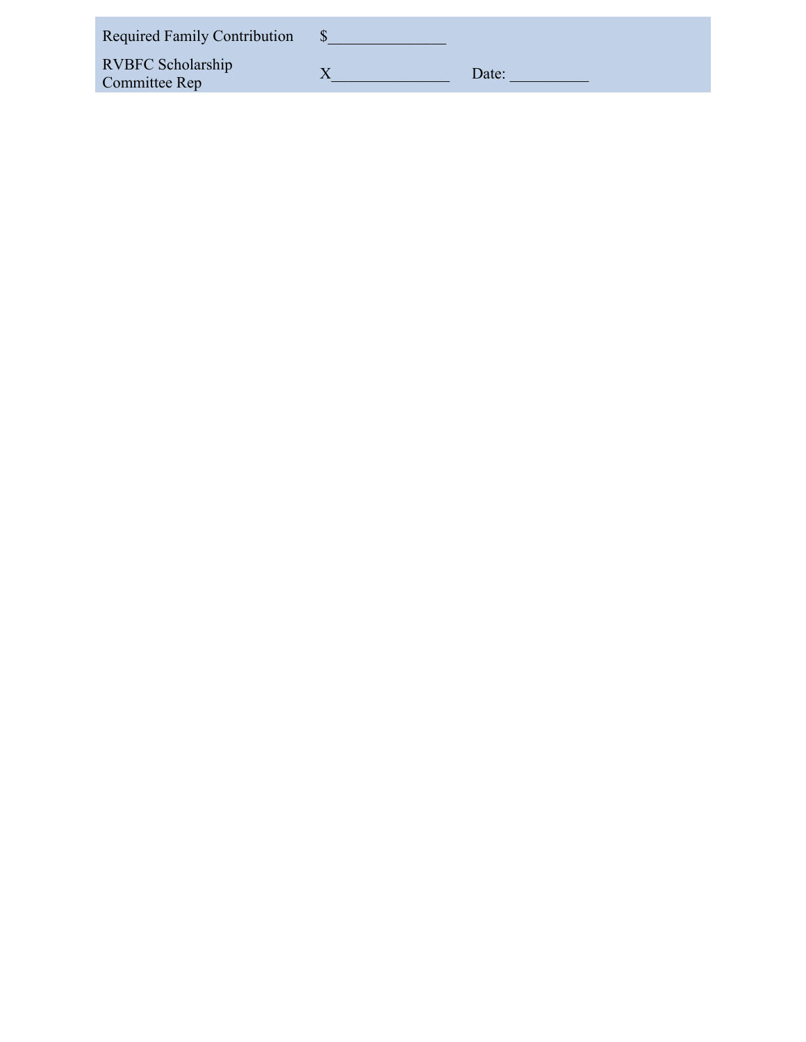| | | |
|---|---|---|
| Required Family Contribution | $______________ | |
| RVBFC Scholarship Committee Rep | X______________ | Date: __________ |